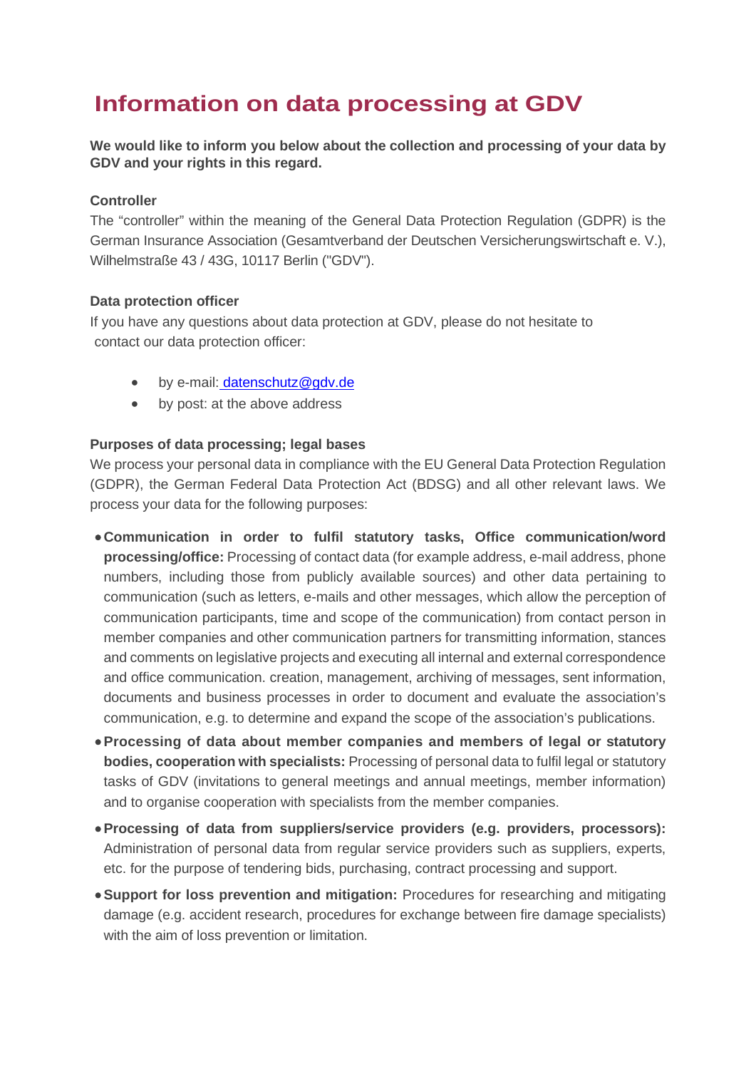# Information on data processing at GDV

**We would like to inform you below about the collection and processing of your data by GDV and your rights in this regard.**

**Controller**

The "controller" within the meaning of the General Data Protection Regulation (GDPR) is the German Insurance Association (Gesamtverband der Deutschen Versicherungswirtschaft e. V.), Wilhelmstraße 43 / 43G, 10117 Berlin ("GDV").

**Data protection officer**

If you have any questions about data protection at GDV, please do not hesitate to contact our data protection officer:

- by e-mail: datenschutz@gdv.de
- by post: at the above address

**Purposes of data processing; legal bases**

We process your personal data in compliance with the EU General Data Protection Regulation (GDPR), the German Federal Data Protection Act (BDSG) and all other relevant laws. We process your data for the following purposes:

- **Communication in order to fulfil statutory tasks, Office communication/word processing/office:** Processing of contact data (for example address, e-mail address, phone numbers, including those from publicly available sources) and other data pertaining to communication (such as letters, e-mails and other messages, which allow the perception of communication participants, time and scope of the communication) from contact person in member companies and other communication partners for transmitting information, stances and comments on legislative projects and executing all internal and external correspondence and office communication. creation, management, archiving of messages, sent information, documents and business processes in order to document and evaluate the association's communication, e.g. to determine and expand the scope of the association's publications.
- **Processing of data about member companies and members of legal or statutory bodies, cooperation with specialists:** Processing of personal data to fulfil legal or statutory tasks of GDV (invitations to general meetings and annual meetings, member information) and to organise cooperation with specialists from the member companies.
- **Processing of data from suppliers/service providers (e.g. providers, processors):** Administration of personal data from regular service providers such as suppliers, experts, etc. for the purpose of tendering bids, purchasing, contract processing and support.
- **Support for loss prevention and mitigation:** Procedures for researching and mitigating damage (e.g. accident research, procedures for exchange between fire damage specialists) with the aim of loss prevention or limitation.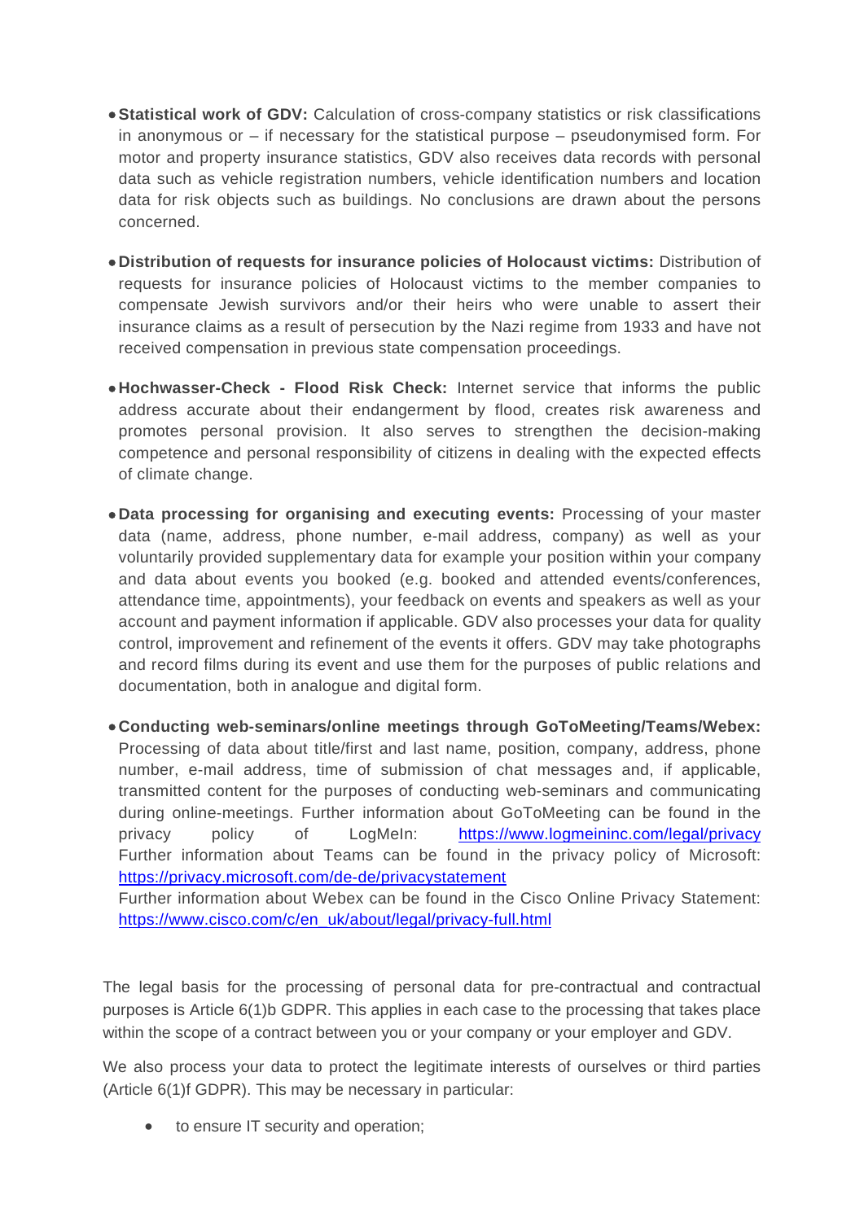- **Statistical work of GDV:** Calculation of cross-company statistics or risk classifications in anonymous or – if necessary for the statistical purpose – pseudonymised form. For motor and property insurance statistics, GDV also receives data records with personal data such as vehicle registration numbers, vehicle identification numbers and location data for risk objects such as buildings. No conclusions are drawn about the persons concerned.

- **Distribution of requests for insurance policies of Holocaust victims:** Distribution of requests for insurance policies of Holocaust victims to the member companies to compensate Jewish survivors and/or their heirs who were unable to assert their insurance claims as a result of persecution by the Nazi regime from 1933 and have not received compensation in previous state compensation proceedings.

- **Hochwasser-Check - Flood Risk Check:** Internet service that informs the public address accurate about their endangerment by flood, creates risk awareness and promotes personal provision. It also serves to strengthen the decision-making competence and personal responsibility of citizens in dealing with the expected effects of climate change.

- **Data processing for organising and executing events:** Processing of your master data (name, address, phone number, e-mail address, company) as well as your voluntarily provided supplementary data for example your position within your company and data about events you booked (e.g. booked and attended events/conferences, attendance time, appointments), your feedback on events and speakers as well as your account and payment information if applicable. GDV also processes your data for quality control, improvement and refinement of the events it offers. GDV may take photographs and record films during its event and use them for the purposes of public relations and documentation, both in analogue and digital form.

- **Conducting web-seminars/online meetings through GoToMeeting/Teams/Webex:** Processing of data about title/first and last name, position, company, address, phone number, e-mail address, time of submission of chat messages and, if applicable, transmitted content for the purposes of conducting web-seminars and communicating during online-meetings. Further information about GoToMeeting can be found in the privacy policy of LogMeIn: https://www.logmeininc.com/legal/privacy Further information about Teams can be found in the privacy policy of Microsoft: https://privacy.microsoft.com/de-de/privacystatement
  Further information about Webex can be found in the Cisco Online Privacy Statement: https://www.cisco.com/c/en_uk/about/legal/privacy-full.html

The legal basis for the processing of personal data for pre-contractual and contractual purposes is Article 6(1)b GDPR. This applies in each case to the processing that takes place within the scope of a contract between you or your company or your employer and GDV.

We also process your data to protect the legitimate interests of ourselves or third parties (Article 6(1)f GDPR). This may be necessary in particular:

- to ensure IT security and operation;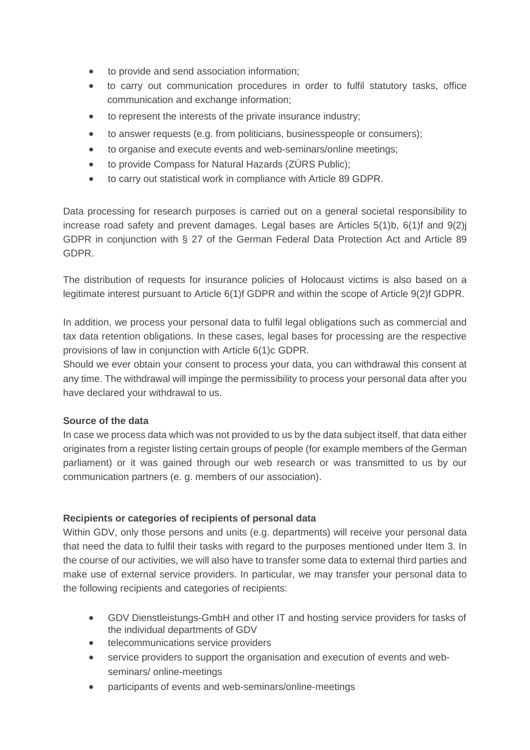- to provide and send association information;
- to carry out communication procedures in order to fulfil statutory tasks, office communication and exchange information;
- to represent the interests of the private insurance industry;
- to answer requests (e.g. from politicians, businesspeople or consumers);
- to organise and execute events and web-seminars/online meetings;
- to provide Compass for Natural Hazards (ZÜRS Public);
- to carry out statistical work in compliance with Article 89 GDPR.

Data processing for research purposes is carried out on a general societal responsibility to increase road safety and prevent damages. Legal bases are Articles 5(1)b, 6(1)f and 9(2)j GDPR in conjunction with § 27 of the German Federal Data Protection Act and Article 89 GDPR.

The distribution of requests for insurance policies of Holocaust victims is also based on a legitimate interest pursuant to Article 6(1)f GDPR and within the scope of Article 9(2)f GDPR.

In addition, we process your personal data to fulfil legal obligations such as commercial and tax data retention obligations. In these cases, legal bases for processing are the respective provisions of law in conjunction with Article 6(1)c GDPR.
Should we ever obtain your consent to process your data, you can withdrawal this consent at any time. The withdrawal will impinge the permissibility to process your personal data after you have declared your withdrawal to us.

**Source of the data**
In case we process data which was not provided to us by the data subject itself, that data either originates from a register listing certain groups of people (for example members of the German parliament) or it was gained through our web research or was transmitted to us by our communication partners (e. g. members of our association).

**Recipients or categories of recipients of personal data**
Within GDV, only those persons and units (e.g. departments) will receive your personal data that need the data to fulfil their tasks with regard to the purposes mentioned under Item 3. In the course of our activities, we will also have to transfer some data to external third parties and make use of external service providers. In particular, we may transfer your personal data to the following recipients and categories of recipients:

- GDV Dienstleistungs-GmbH and other IT and hosting service providers for tasks of the individual departments of GDV
- telecommunications service providers
- service providers to support the organisation and execution of events and web-seminars/ online-meetings
- participants of events and web-seminars/online-meetings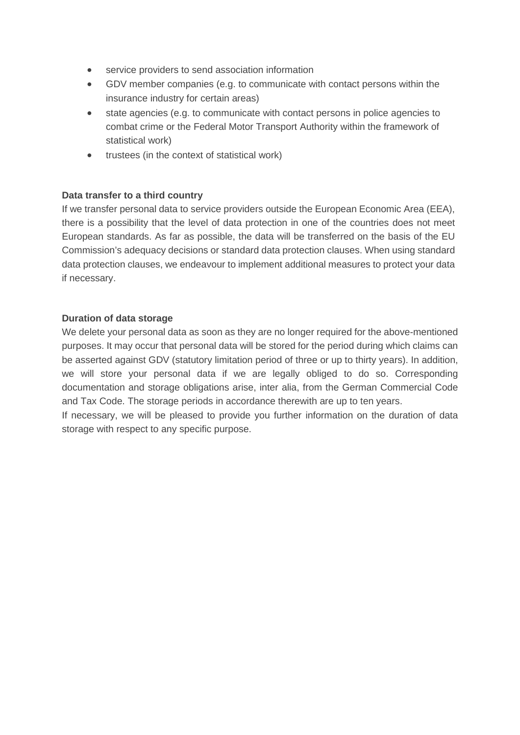- service providers to send association information
- GDV member companies (e.g. to communicate with contact persons within the insurance industry for certain areas)
- state agencies (e.g. to communicate with contact persons in police agencies to combat crime or the Federal Motor Transport Authority within the framework of statistical work)
- trustees (in the context of statistical work)

**Data transfer to a third country**

If we transfer personal data to service providers outside the European Economic Area (EEA), there is a possibility that the level of data protection in one of the countries does not meet European standards. As far as possible, the data will be transferred on the basis of the EU Commission's adequacy decisions or standard data protection clauses. When using standard data protection clauses, we endeavour to implement additional measures to protect your data if necessary.

**Duration of data storage**

We delete your personal data as soon as they are no longer required for the above-mentioned purposes. It may occur that personal data will be stored for the period during which claims can be asserted against GDV (statutory limitation period of three or up to thirty years). In addition, we will store your personal data if we are legally obliged to do so. Corresponding documentation and storage obligations arise, inter alia, from the German Commercial Code and Tax Code. The storage periods in accordance therewith are up to ten years.

If necessary, we will be pleased to provide you further information on the duration of data storage with respect to any specific purpose.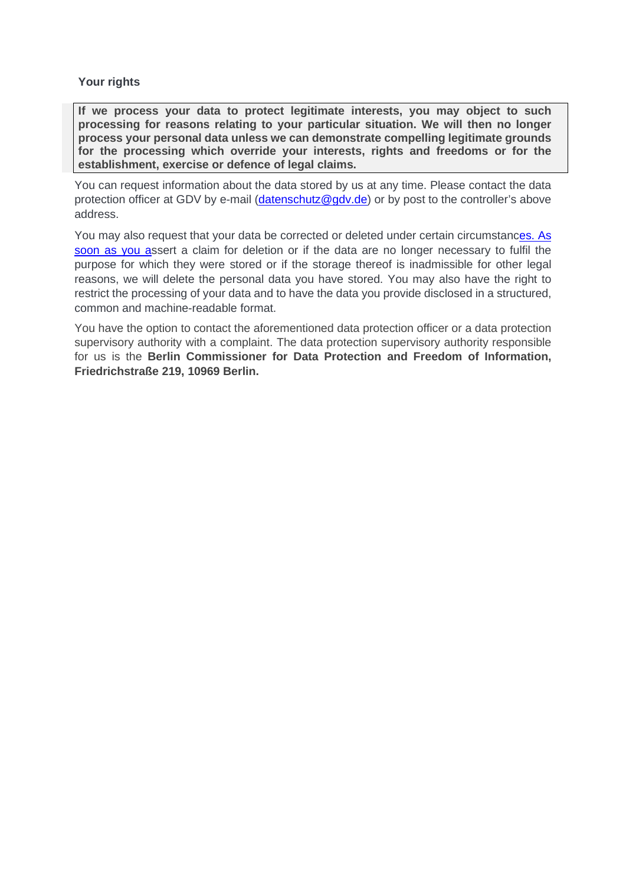**Your rights**

**If we process your data to protect legitimate interests, you may object to such processing for reasons relating to your particular situation. We will then no longer process your personal data unless we can demonstrate compelling legitimate grounds for the processing which override your interests, rights and freedoms or for the establishment, exercise or defence of legal claims.**

You can request information about the data stored by us at any time. Please contact the data protection officer at GDV by e-mail (datenschutz@gdv.de) or by post to the controller's above address.

You may also request that your data be corrected or deleted under certain circumstances. As soon as you assert a claim for deletion or if the data are no longer necessary to fulfil the purpose for which they were stored or if the storage thereof is inadmissible for other legal reasons, we will delete the personal data you have stored. You may also have the right to restrict the processing of your data and to have the data you provide disclosed in a structured, common and machine-readable format.

You have the option to contact the aforementioned data protection officer or a data protection supervisory authority with a complaint. The data protection supervisory authority responsible for us is the **Berlin Commissioner for Data Protection and Freedom of Information, Friedrichstraße 219, 10969 Berlin.**